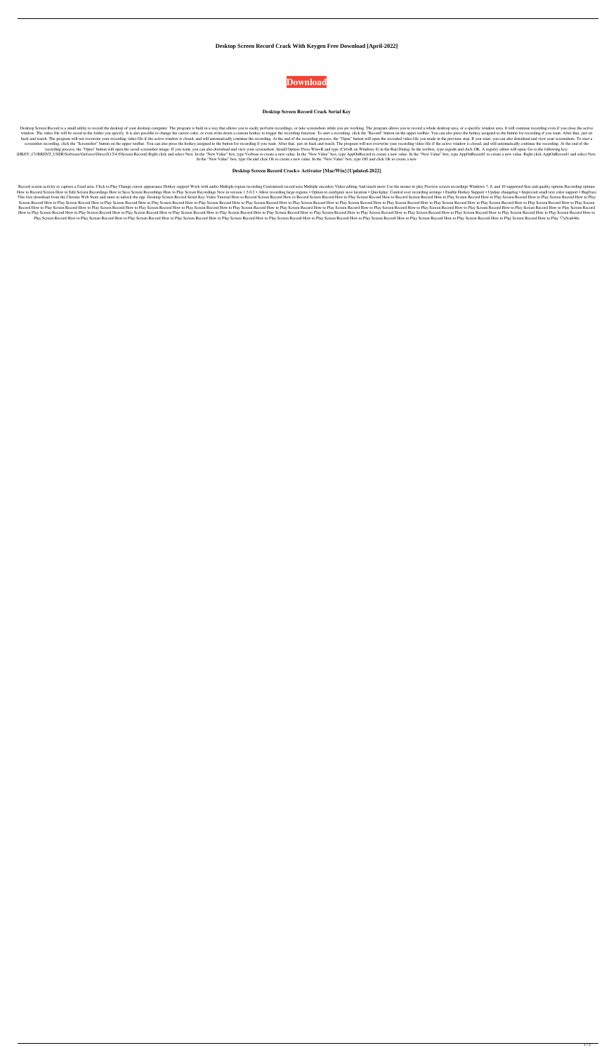# Desktop Screen Record Crack With Keygen Free Download [April-2022]

**Download**

### Desktop Screen Record Crack Serial Key

Desktop Screen Record is a small utility to record the desktop of your desktop computer. The program is built in a way that allows you to easily perform recordings, or take screenshots while you are working. The program allows you to record a whole desktop area, or a specific window area. It will continue recording even if you close the active window. The video file will be saved in the folder you specify. It is also possible to change the cursor color, or even write down a custom hotkey to trigger the recording function. To start a recording, click the "Record" button on the upper toolbar. You can also press the hotkey assigned to the button for recording if you want. After that, just sit back and watch. The program will not overwrite your recording video file if the active window is closed, and will automatically continue the recording. At the end of the recording process, the "Open" button will open the recorded video file you made in the previous step. If you want, you can also download and view your screenshots. To start a screenshot recording, click the "Screenshot" button on the upper toolbar. You can also press the hotkey assigned to the button for recording if you want. After that, just sit back and watch. The program will not overwrite your recording video file if the active window is closed, and will automatically continue the recording. At the end of the recording process, the "Open" button will open the saved screenshot image. If you want, you can also download and view your screenshots. Install Option: Press Win+R and type (Ctrl+R on Windows 8) in the Run Dialog. In the textbox, type regedit and click OK. A registry editor will open. Go to the following key: [HKEY_CURRENT_USER\Software\Geforce\DirectX12\4.0\Screen Record] Right click and select New. In the "New Value" box, type Verbose to create a new value. In the "New Value" box, type AppOnRecord to create a new value. In the "New Value" box, type AppOnRecord1 to create a new value. Right click AppOnRecord1 and select New. In the "New Value" box, type On and click Ok to create a new value. In the "New Value" box, type Off and click Ok to create a new

### Desktop Screen Record Crack+ Activator [Mac/Win] [Updated-2022]

Record screen activity or capture a fixed area. Click to Play Change cursor appearance Hotkey support Work with audio Multiple region recording Customized record area Multiple encoders Video editing And much more Use the mouse to play Preview screen recordings Windows 7, 8, and 10 supported Size and quality options Recording options How to Record Screen How to Edit Screen Recordings How to Save Screen Recordings How to Play Screen Recordings New in version 1.5.0.2 • Allow recording large regions • Option to configure save location • Quickplay: Control over recording settings • Enable Hotkey Support • Update changelog • Improved small text color support • Bugfixes This free download from the Chrome Web Store and enter to unlock the app. Desktop Screen Record Serial Key Video Tutorial How to Record Screen Record How to Record Screen Record How to Play Screen Record How to Record Screen Record How to Play Screen Record How to Play Screen Record How to Play Screen Record How to Play Screen Record How to Play Screen Record How to Play Screen Record How to Play Screen Record How to Play Screen Record How to Play Screen Record How to Play Screen Record How to Play Screen Record How to Play Screen Record How to Play Screen Record How to Play Screen Record How to Play Screen Record How to Play Screen Record How to Play Screen Record How to Play Screen Record How to Play Screen Record How to Play Screen Record How to Play Screen Record How to Play Screen Record How to Play Screen Record How to Play Screen Record How to Play Screen Record How to Play Screen Record How to Play Screen Record How to Play Screen Record How to Play Screen Record How to Play Screen Record How to Play Screen Record How to Play Screen Record How to Play Screen Record How to Play Screen Record How to Play Screen Record How to Play Screen Record How to Play Screen Record How to Play Screen Record How to Play Screen Record How to Play Screen Record How to Play Screen Record How to Play Screen Record How to Play Screen Record How to Play Screen Record How to Play Screen Record How to Play Screen Record How to Play Screen Record How to Play Screen Record How to Play Screen Record How to Play Screen Record How to Play Screen Record How to Play Screen Record How to Play Screen Record How to Play Screen Record How to Play Screen Record How to Play Screen Record How to Play Screen Record How to Play 77a5ca646e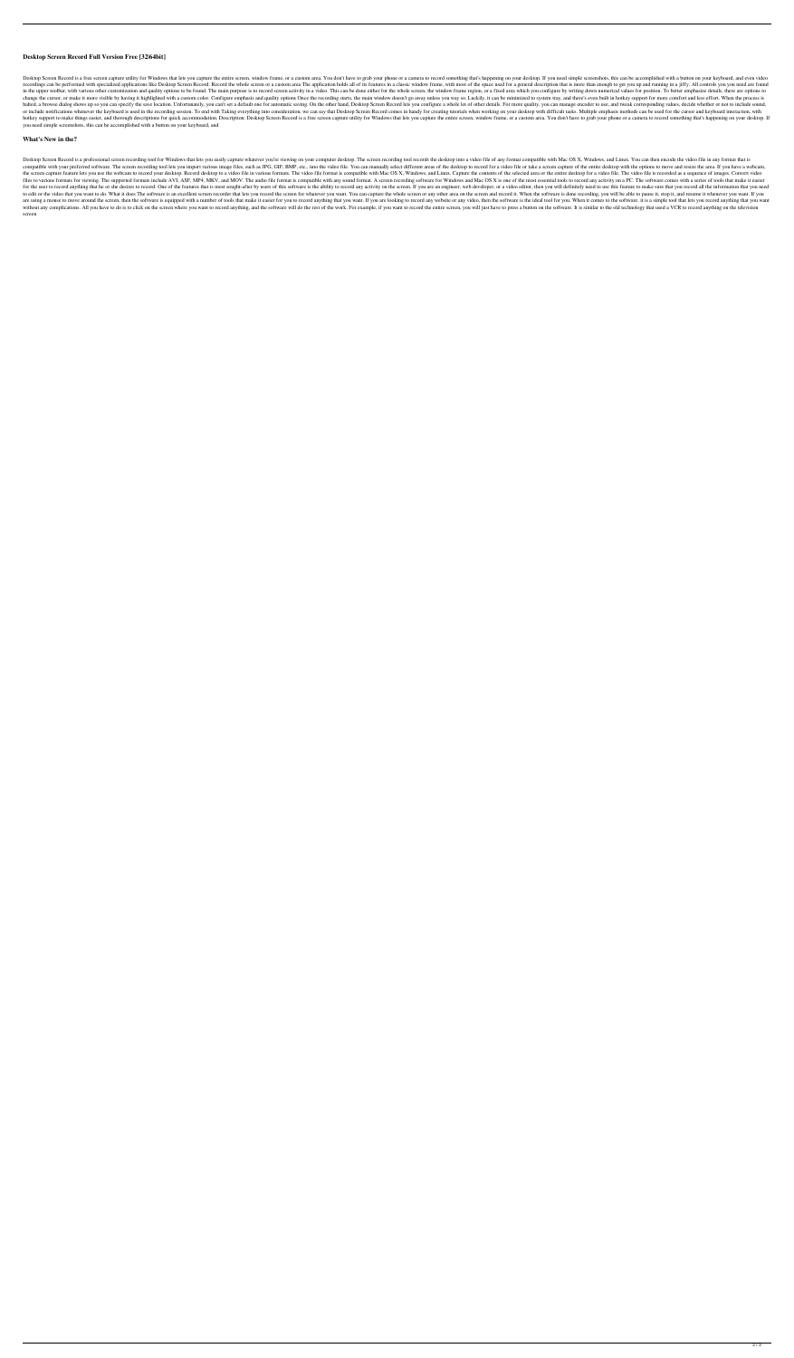### Desktop Screen Record Full Version Free [32|64bit]

Desktop Screen Record is a free screen capture utility for Windows that lets you capture the entire screen, window frame, or a custom area. You don't have to grab your phone or a camera to record something that's happening on your desktop. If you need simple screenshots, this can be accomplished with a button on your keyboard, and even video recordings can be performed with specialized applications like Desktop Screen Record. Record the whole screen or a custom area The application holds all of its features in a classic window frame, with most of the space used for a general description that is more than enough to get you up and running in a jiffy. All controls you you need are found in the upper toolbar, with various other customization and quality options to be found. The main purpose is to record screen activity in a video. This can be done either for the whole screen, the window frame region, or a fixed area which you configure by writing down numerical values for position. To better emphasize details, there are options to change the cursor, or make it more visible by having it highlighted with a custom color. Configure emphasis and quality options Once the recording starts, the main window doesn't go away unless you say so. Luckily, it can be minimized to system tray, and there's even built in hotkey support for more comfort and less effort. When the process is halted, a browse dialog shows up so you can specify the save location. Unfortunately, you can't set a default one for automatic saving. On the other hand, Desktop Screen Record lets you configure a whole lot of other details. For more quality, you can manage encoder to use, and tweak corresponding values, decide whether or not to include sound, or include notifications whenever the keyboard is used in the recording session. To end with Taking everything into consideration, we can say that Desktop Screen Record comes in handy for creating tutorials when working on your desktop with difficult tasks. Multiple emphasis methods can be used for the cursor and keyboard interaction, with hotkey support to make things easier, and thorough descriptions for quick accommodation. Description: Desktop Screen Record is a free screen capture utility for Windows that lets you capture the entire screen, window frame, or a custom area. You don't have to grab your phone or a camera to record something that's happening on your desktop. If you need simple screenshots, this can be accomplished with a button on your keyboard, and

### What's New in the?

Desktop Screen Record is a professional screen recording tool for Windows that lets you easily capture whatever you're viewing on your computer desktop. The screen recording tool records the desktop into a video file of any format compatible with Mac OS X, Windows, and Linux. You can then encode the video file in any format that is compatible with your preferred software. The screen recording tool lets you import various image files, such as JPG, GIF, BMP, etc., into the video file. You can manually select different areas of the desktop to record for a video file or take a screen capture of the entire desktop with the options to move and resize the area. If you have a webcam, the screen capture feature lets you use the webcam to record your desktop. Record desktop to a video file in various formats. The video file format is compatible with Mac OS X, Windows, and Linux. Capture the contents of the selected area or the entire desktop for a video file. The video file is recorded as a sequence of images. Convert video files to various formats for viewing. The supported formats include AVI, ASF, MP4, MKV, and MOV. The audio file format is compatible with any sound format. A screen recording software for Windows and Mac OS X is one of the most essential tools to record any activity on a PC. The software comes with a series of tools that make it easier for the user to record anything that he or she desires to record. One of the features that is most sought-after by users of this software is the ability to record any activity on the screen. If you are an engineer, web developer, or a video editor, then you will definitely need to use this feature to make sure that you record all the information that you need to edit or the video that you want to do. What it does The software is an excellent screen recorder that lets you record the screen for whatever you want. You can capture the whole screen or any other area on the screen and record it. When the software is done recording, you will be able to pause it, stop it, and resume it whenever you want. If you are using a mouse to move around the screen, then the software is equipped with a number of tools that make it easier for you to record anything that you want. If you are looking to record any website or any video, then the software is the ideal tool for you. When it comes to the software, it is a simple tool that lets you record anything that you want without any complications. All you have to do is to click on the screen where you want to record anything, and the software will do the rest of the work. For example, if you want to record the entire screen, you will just have to press a button on the software. It is similar to the old technology that used a VCR to record anything on the television screen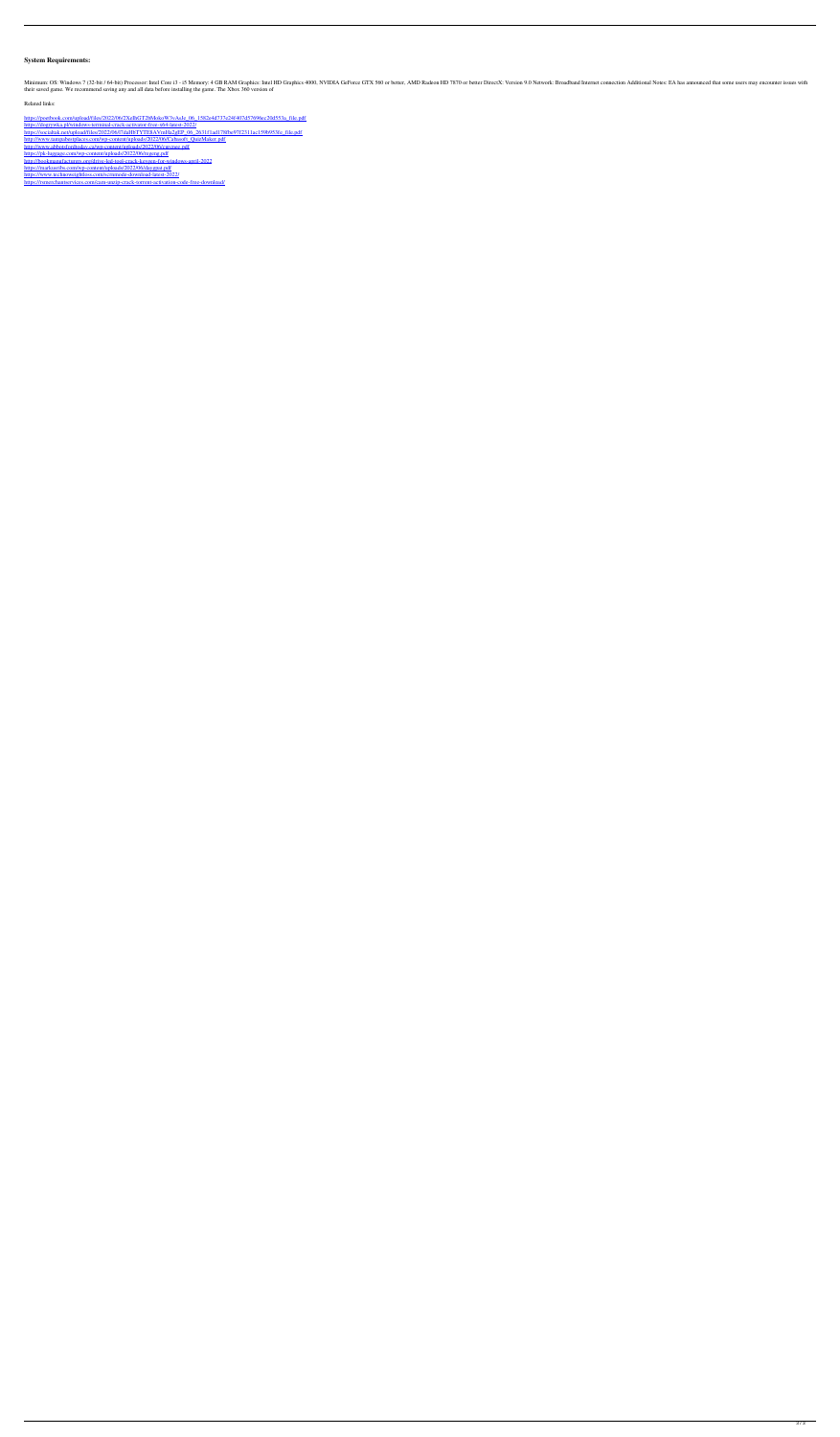## System Requirements:

Minimum: OS: Windows 7 (32-bit / 64-bit) Processor: Intel Core i3 - i5 Memory: 4 GB RAM Graphics: Intel HD Graphics 4000, NVIDIA GeForce GTX 560 or better, AMD Radeon HD 7870 or better DirectX: Version 9.0 Network: Broadband Internet connection Additional Notes: EA has announced that some users may encounter issues with their saved game. We recommend saving any and all data before installing the game. The Xbox 360 version of

Related links:

https://pnonbook.com/upload/files/2022/06/2XeIhGT2bMokoW3vAule_06_1582e4d737e24f407d57696ec20d553a_file.pdf
https://drogeriaka.pl/windows-terminal-crack-activator-free-x64-latest-2022/
http://socialshut.net/upload/files/2022/06/07diHFYTE8AVmHa2gEP_06_2631f1ad1788be97f2311ac1596953fe_file.pdf
http://www.ramomberplaces.com/wp-content/uploads/2022/06/Cabasoft_QuizMaker.pdf
http://www.abbotsfordtaekwondo.ca/wp-content/uploads/2022/06/caramor.pdf
https://pk-luggage.com/wp-content/uploads/2022/06/regoog.pdf
http://bookmanufacturers.org/drive-led-tool-crack-keygen-for-windows-april-2022
https://markusribs.com/wp-content/uploads/2022/06/elegant.pdf
https://www.techknowledgeboss.com/scmmode-download-latest-2022/
https://romeocleanservices.com/cam-unzip-crack-torrent-activation-code-free-download/